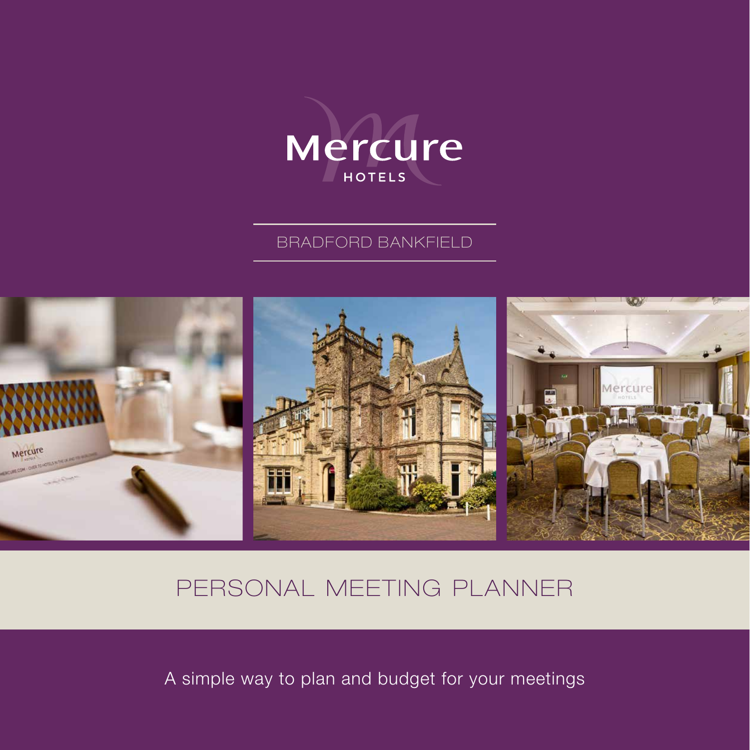# Mercure HOTELS

## BRADFORD BANKFIELD

# PERSONAL MEETING PLANNER

A simple way to plan and budget for your meetings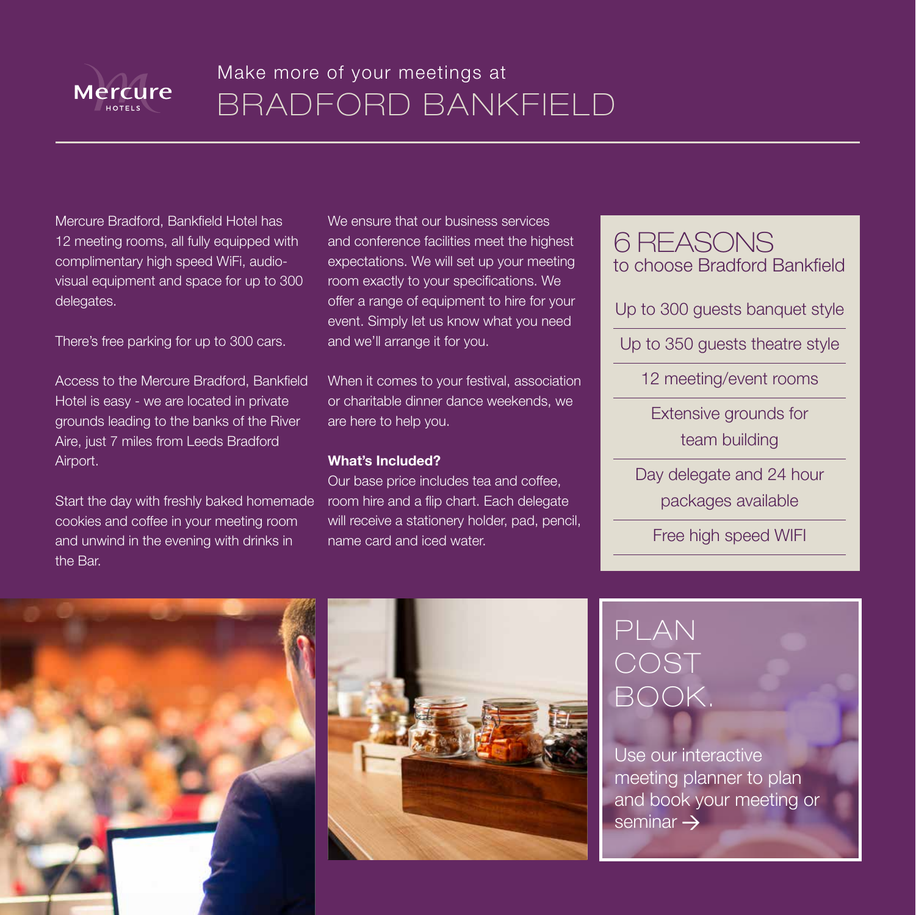Mercure HOTELS

# Make more of your meetings at BRADFORD BANKFIELD

Mercure Bradford, Bankfield Hotel has 12 meeting rooms, all fully equipped with complimentary high speed WiFi, audio-visual equipment and space for up to 300 delegates.

There's free parking for up to 300 cars.

Access to the Mercure Bradford, Bankfield Hotel is easy - we are located in private grounds leading to the banks of the River Aire, just 7 miles from Leeds Bradford Airport.

Start the day with freshly baked homemade cookies and coffee in your meeting room and unwind in the evening with drinks in the Bar.

We ensure that our business services and conference facilities meet the highest expectations. We will set up your meeting room exactly to your specifications. We offer a range of equipment to hire for your event. Simply let us know what you need and we'll arrange it for you.

When it comes to your festival, association or charitable dinner dance weekends, we are here to help you.

**What's Included?**

Our base price includes tea and coffee, room hire and a flip chart. Each delegate will receive a stationery holder, pad, pencil, name card and iced water.

## 6 REASONS to choose Bradford Bankfield

- Up to 300 guests banquet style
- Up to 350 guests theatre style
- 12 meeting/event rooms
- Extensive grounds for team building
- Day delegate and 24 hour packages available
- Free high speed WIFI

## PLAN COST BOOK.

Use our interactive meeting planner to plan and book your meeting or seminar →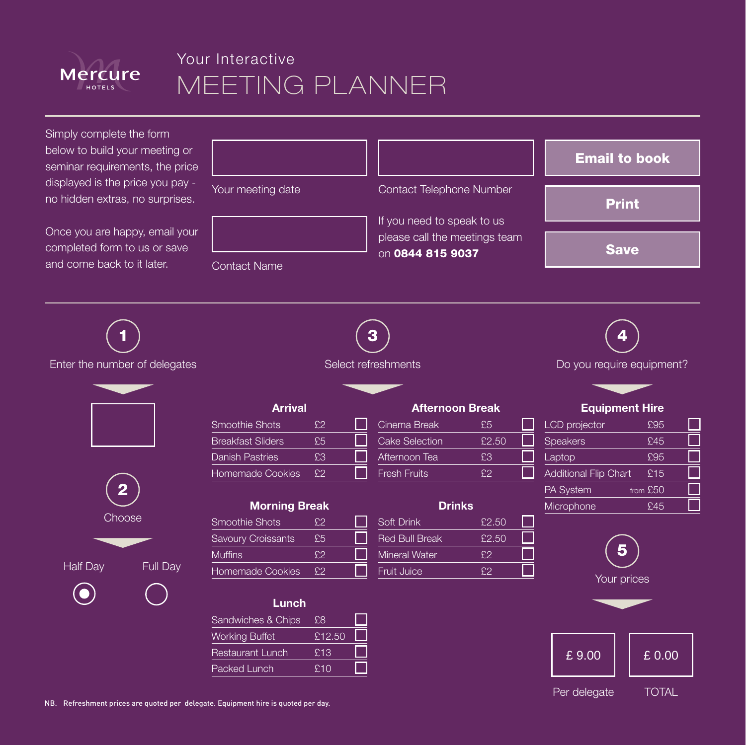Mercure HOTELS

# Your Interactive MEETING PLANNER

Simply complete the form below to build your meeting or seminar requirements, the price displayed is the price you pay - no hidden extras, no surprises.

Once you are happy, email your completed form to us or save and come back to it later.

Your meeting date

Contact Telephone Number

Contact Name

If you need to speak to us please call the meetings team on **0844 815 9037**

**Email to book**

**Print**

**Save**

## 1 Enter the number of delegates

## 2 Choose

Half Day ◉ Full Day ○

## 3 Select refreshments

**Arrival**

| Item | Price |
|---|---|
| Smoothie Shots | £2 |
| Breakfast Sliders | £5 |
| Danish Pastries | £3 |
| Homemade Cookies | £2 |

**Morning Break**

| Item | Price |
|---|---|
| Smoothie Shots | £2 |
| Savoury Croissants | £5 |
| Muffins | £2 |
| Homemade Cookies | £2 |

**Lunch**

| Item | Price |
|---|---|
| Sandwiches & Chips | £8 |
| Working Buffet | £12.50 |
| Restaurant Lunch | £13 |
| Packed Lunch | £10 |

**Afternoon Break**

| Item | Price |
|---|---|
| Cinema Break | £5 |
| Cake Selection | £2.50 |
| Afternoon Tea | £3 |
| Fresh Fruits | £2 |

**Drinks**

| Item | Price |
|---|---|
| Soft Drink | £2.50 |
| Red Bull Break | £2.50 |
| Mineral Water | £2 |
| Fruit Juice | £2 |

## 4 Do you require equipment?

**Equipment Hire**

| Item | Price |
|---|---|
| LCD projector | £95 |
| Speakers | £45 |
| Laptop | £95 |
| Additional Flip Chart | £15 |
| PA System | from £50 |
| Microphone | £45 |

## 5 Your prices

| Per delegate | TOTAL |
|---|---|
| £ 9.00 | £ 0.00 |

NB. Refreshment prices are quoted per delegate. Equipment hire is quoted per day.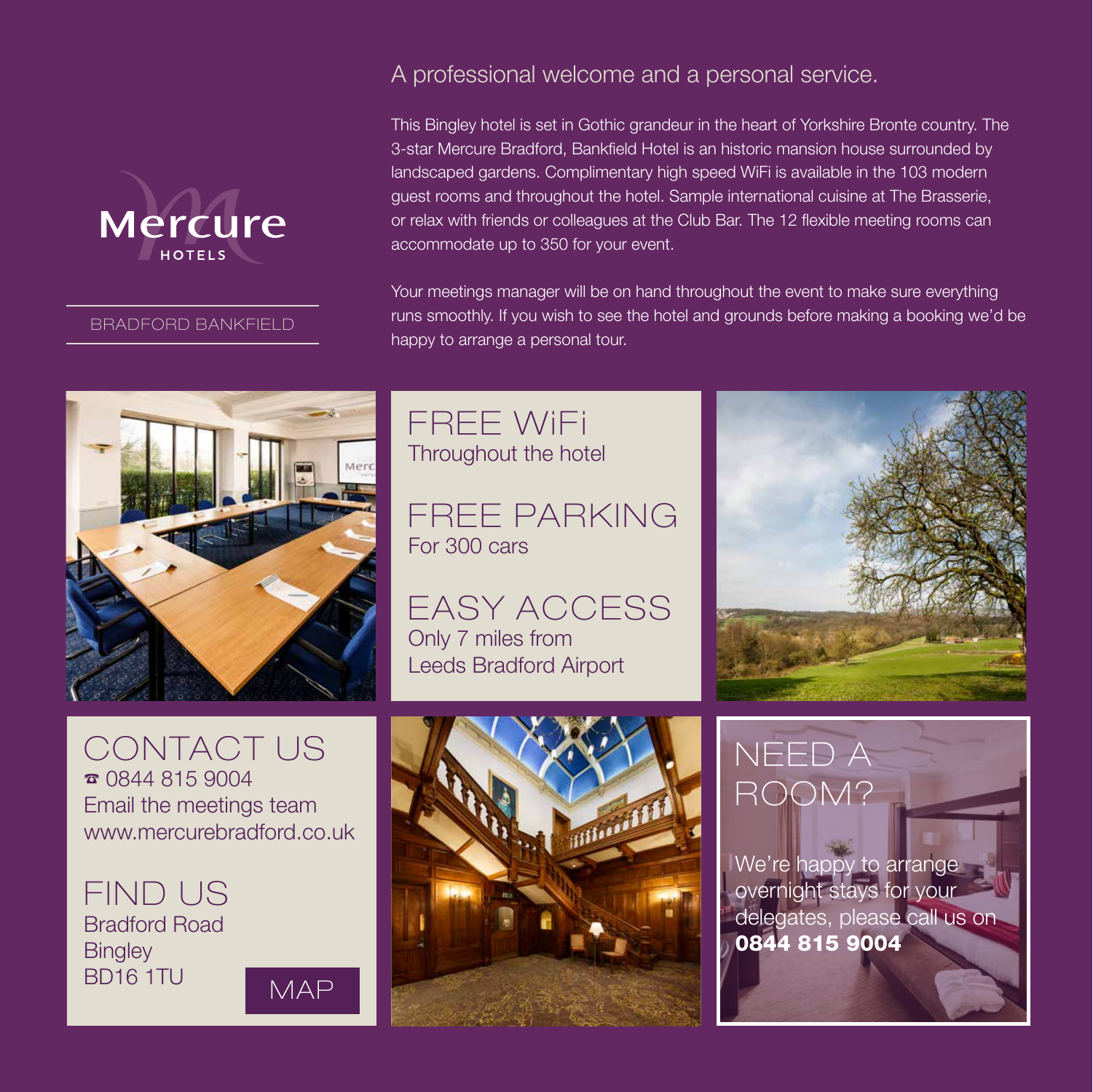Mercure HOTELS

BRADFORD BANKFIELD

## A professional welcome and a personal service.

This Bingley hotel is set in Gothic grandeur in the heart of Yorkshire Bronte country. The 3-star Mercure Bradford, Bankfield Hotel is an historic mansion house surrounded by landscaped gardens. Complimentary high speed WiFi is available in the 103 modern guest rooms and throughout the hotel. Sample international cuisine at The Brasserie, or relax with friends or colleagues at the Club Bar. The 12 flexible meeting rooms can accommodate up to 350 for your event.

Your meetings manager will be on hand throughout the event to make sure everything runs smoothly. If you wish to see the hotel and grounds before making a booking we'd be happy to arrange a personal tour.

## FREE WiFi
Throughout the hotel

## FREE PARKING
For 300 cars

## EASY ACCESS
Only 7 miles from Leeds Bradford Airport

## CONTACT US
☎ 0844 815 9004
Email the meetings team
www.mercurebradford.co.uk

## FIND US
Bradford Road
Bingley
BD16 1TU

MAP

## NEED A ROOM?

We're happy to arrange overnight stays for your delegates, please call us on **0844 815 9004**